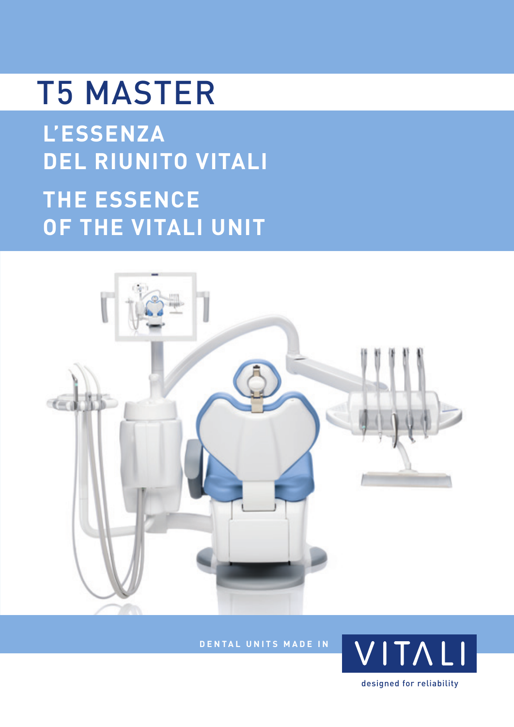# T5 MASTER

## L'ESSENZA DEL RIUNITO VITALI

## THE ESSENCE OF THE VITALI UNIT

DENTAL UNITS MADE IN

VITALI

designed for reliability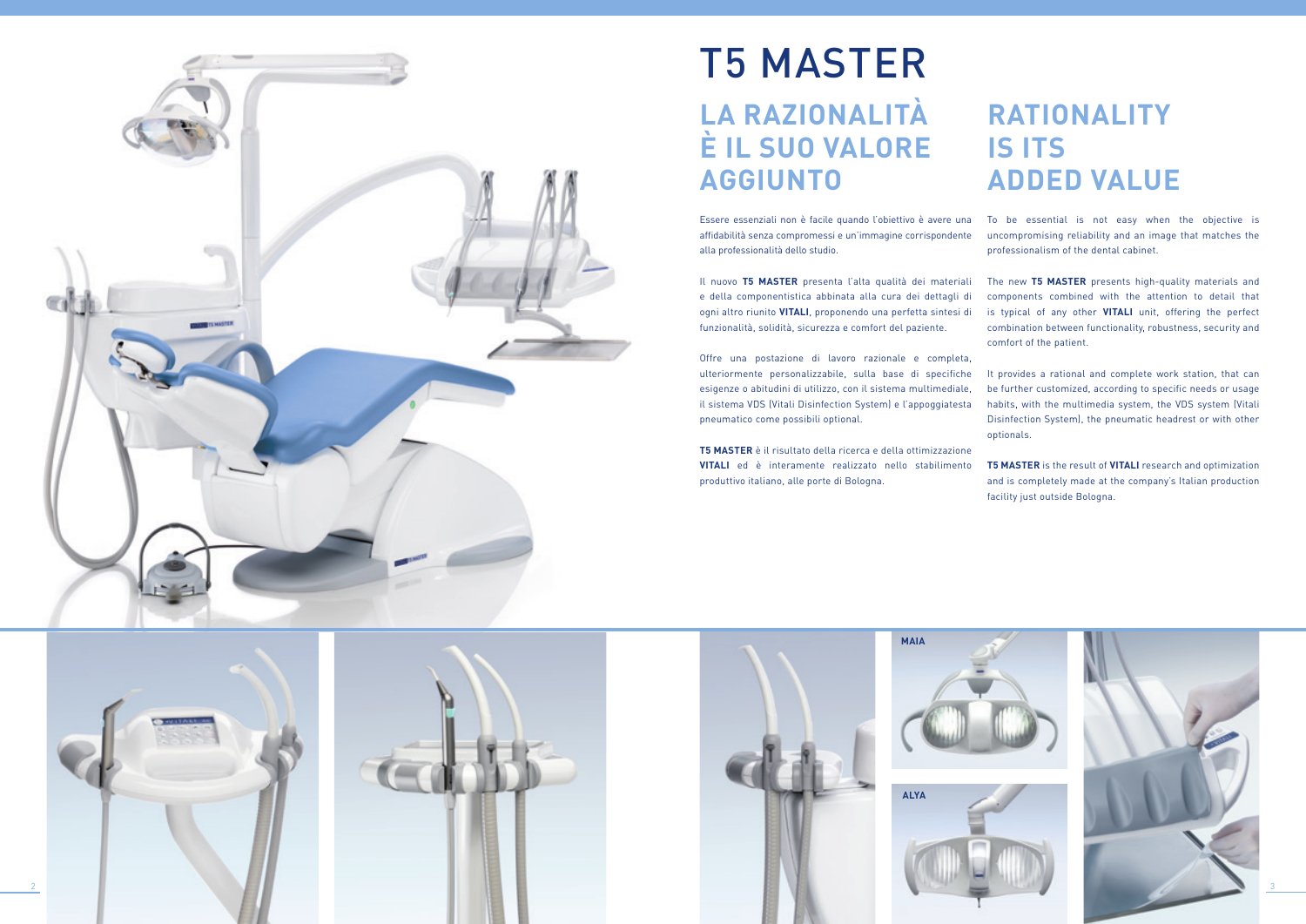# T5 MASTER

## LA RAZIONALITÀ È IL SUO VALORE AGGIUNTO

Essere essenziali non è facile quando l'obiettivo è avere una affidabilità senza compromessi e un'immagine corrispondente alla professionalità dello studio.

Il nuovo **T5 MASTER** presenta l'alta qualità dei materiali e della componentistica abbinata alla cura dei dettagli di ogni altro riunito **VITALI**, proponendo una perfetta sintesi di funzionalità, solidità, sicurezza e comfort del paziente.

Offre una postazione di lavoro razionale e completa, ulteriormente personalizzabile, sulla base di specifiche esigenze o abitudini di utilizzo, con il sistema multimediale, il sistema VDS (Vitali Disinfection System) e l'appoggiatesta pneumatico come possibili optional.

**T5 MASTER** è il risultato della ricerca e della ottimizzazione **VITALI** ed è interamente realizzato nello stabilimento produttivo italiano, alle porte di Bologna.

## RATIONALITY IS ITS ADDED VALUE

To be essential is not easy when the objective is uncompromising reliability and an image that matches the professionalism of the dental cabinet.

The new **T5 MASTER** presents high-quality materials and components combined with the attention to detail that is typical of any other **VITALI** unit, offering the perfect combination between functionality, robustness, security and comfort of the patient.

It provides a rational and complete work station, that can be further customized, according to specific needs or usage habits, with the multimedia system, the VDS system (Vitali Disinfection System), the pneumatic headrest or with other optionals.

**T5 MASTER** is the result of **VITALI** research and optimization and is completely made at the company's Italian production facility just outside Bologna.

MAIA

ALYA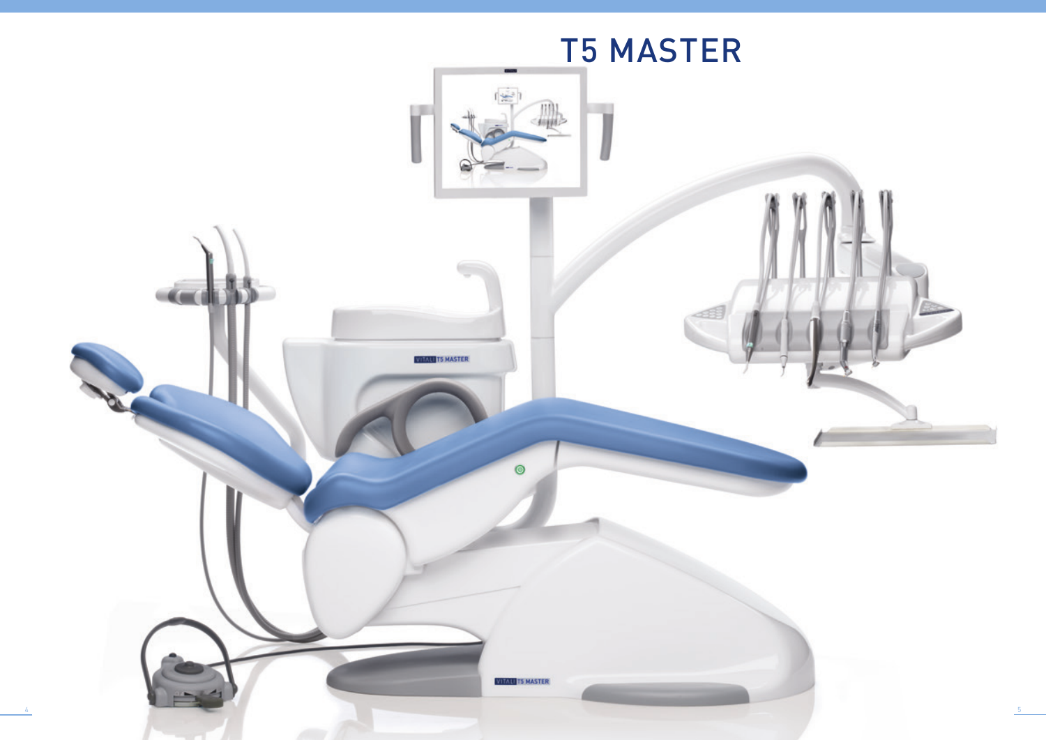# T5 MASTER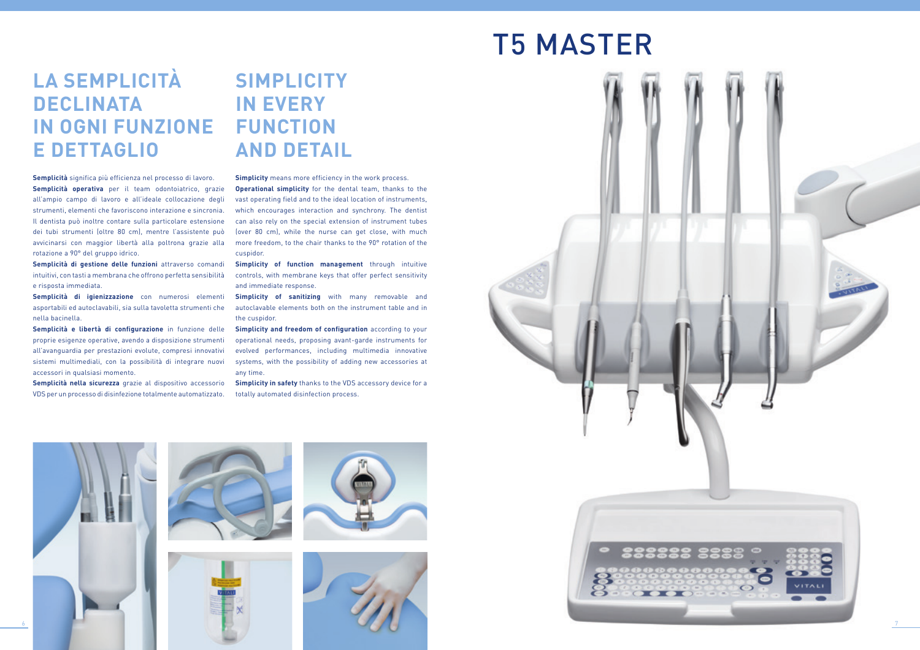# T5 MASTER

## LA SEMPLICITÀ DECLINATA IN OGNI FUNZIONE E DETTAGLIO

**Semplicità** significa più efficienza nel processo di lavoro.

**Semplicità operativa** per il team odontoiatrico, grazie all'ampio campo di lavoro e all'ideale collocazione degli strumenti, elementi che favoriscono interazione e sincronia. Il dentista può inoltre contare sulla particolare estensione dei tubi strumenti (oltre 80 cm), mentre l'assistente può avvicinarsi con maggior libertà alla poltrona grazie alla rotazione a 90° del gruppo idrico.

**Semplicità di gestione delle funzioni** attraverso comandi intuitivi, con tasti a membrana che offrono perfetta sensibilità e risposta immediata.

**Semplicità di igienizzazione** con numerosi elementi asportabili ed autoclavabili, sia sulla tavoletta strumenti che nella bacinella.

**Semplicità e libertà di configurazione** in funzione delle proprie esigenze operative, avendo a disposizione strumenti all'avanguardia per prestazioni evolute, compresi innovativi sistemi multimediali, con la possibilità di integrare nuovi accessori in qualsiasi momento.

**Semplicità nella sicurezza** grazie al dispositivo accessorio VDS per un processo di disinfezione totalmente automatizzato.

## SIMPLICITY IN EVERY FUNCTION AND DETAIL

**Simplicity** means more efficiency in the work process.

**Operational simplicity** for the dental team, thanks to the vast operating field and to the ideal location of instruments, which encourages interaction and synchrony. The dentist can also rely on the special extension of instrument tubes (over 80 cm), while the nurse can get close, with much more freedom, to the chair thanks to the 90° rotation of the cuspidor.

**Simplicity of function management** through intuitive controls, with membrane keys that offer perfect sensitivity and immediate response.

**Simplicity of sanitizing** with many removable and autoclavable elements both on the instrument table and in the cuspidor.

**Simplicity and freedom of configuration** according to your operational needs, proposing avant-garde instruments for evolved performances, including multimedia innovative systems, with the possibility of adding new accessories at any time.

**Simplicity in safety** thanks to the VDS accessory device for a totally automated disinfection process.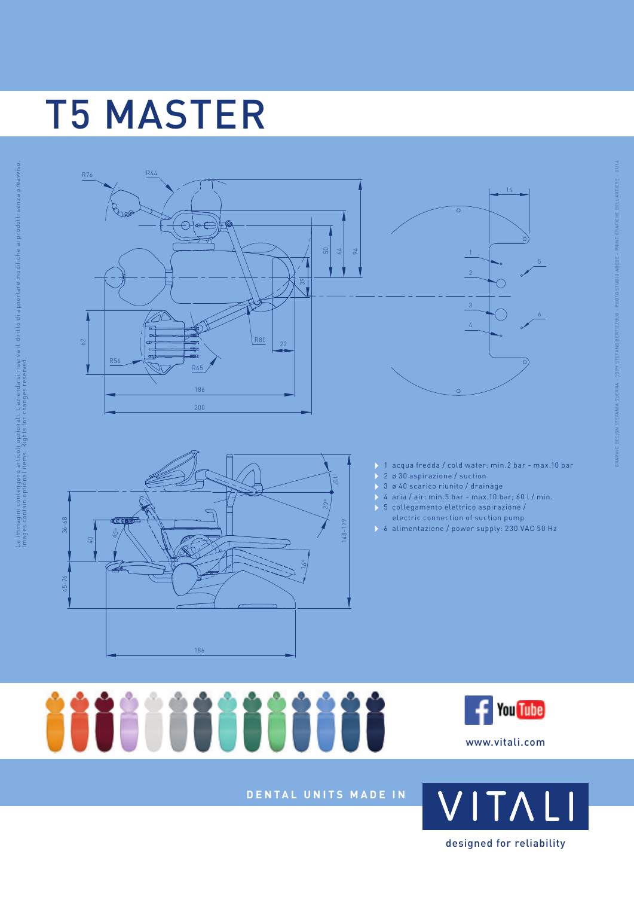# T5 MASTER

Le immagini contengono articoli opzionali. L'azienda si riserva il diritto di apportare modifiche ai prodotti senza preavviso.
Images contain optional items. Rights for changes reserved.

R76
R44
14
50
64
94
39
1
2
3
4
5
6
62
R56
R80
22
R65
186
200

15°
20°
36-68
40
65°
148-179
16°
45-76
186

- 1 acqua fredda / cold water: min.2 bar - max.10 bar
- 2 ø 30 aspirazione / suction
- 3 ø 40 scarico riunito / drainage
- 4 aria / air: min.5 bar - max.10 bar; 60 l / min.
- 5 collegamento elettrico aspirazione / electric connection of suction pump
- 6 alimentazione / power supply: 230 VAC 50 Hz

GRAPHIC DESIGN STEFANIA GUERRA - COPY STEFANO BERTIZZOLO - PHOTO STUDIO ABCDE - PRINT GRAFICHE DELL'ARTIERE - 01/14

www.vitali.com

DENTAL UNITS MADE IN

VITALI

designed for reliability